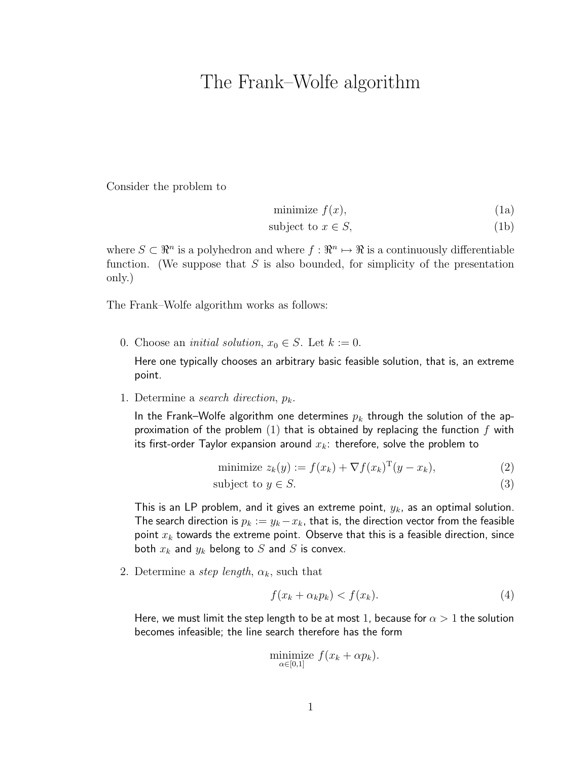# The Frank–Wolfe algorithm

Consider the problem to

$$\text{minimize } f(x), \tag{1a}$$

$$\text{subject to } x \in S, \tag{1b}$$

where $S \subset \Re^n$ is a polyhedron and where $f : \Re^n \mapsto \Re$ is a continuously differentiable function. (We suppose that $S$ is also bounded, for simplicity of the presentation only.)

The Frank–Wolfe algorithm works as follows:

0. Choose an *initial solution*, $x_0 \in S$. Let $k := 0$.

   Here one typically chooses an arbitrary basic feasible solution, that is, an extreme point.

1. Determine a *search direction*, $p_k$.

   In the Frank–Wolfe algorithm one determines $p_k$ through the solution of the approximation of the problem (1) that is obtained by replacing the function $f$ with its first-order Taylor expansion around $x_k$: therefore, solve the problem to

   $$\text{minimize } z_k(y) := f(x_k) + \nabla f(x_k)^{\mathrm{T}}(y - x_k), \tag{2}$$

   $$\text{subject to } y \in S. \tag{3}$$

   This is an LP problem, and it gives an extreme point, $y_k$, as an optimal solution. The search direction is $p_k := y_k - x_k$, that is, the direction vector from the feasible point $x_k$ towards the extreme point. Observe that this is a feasible direction, since both $x_k$ and $y_k$ belong to $S$ and $S$ is convex.

2. Determine a *step length*, $\alpha_k$, such that

   $$f(x_k + \alpha_k p_k) < f(x_k). \tag{4}$$

   Here, we must limit the step length to be at most 1, because for $\alpha > 1$ the solution becomes infeasible; the line search therefore has the form

   $$\underset{\alpha \in [0,1]}{\text{minimize}} \; f(x_k + \alpha p_k).$$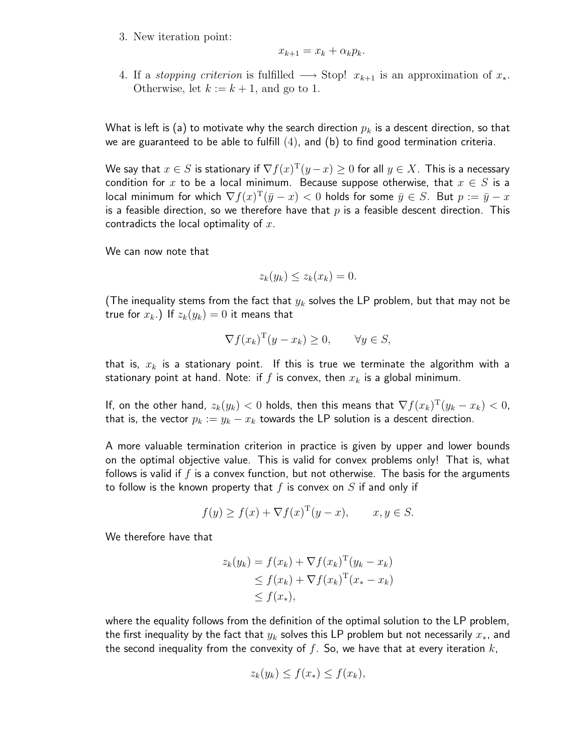3. New iteration point:

$$x_{k+1} = x_k + \alpha_k p_k.$$

4. If a *stopping criterion* is fulfilled $\longrightarrow$ Stop! $x_{k+1}$ is an approximation of $x_*$. Otherwise, let $k := k + 1$, and go to 1.

What is left is (a) to motivate why the search direction $p_k$ is a descent direction, so that we are guaranteed to be able to fulfill $(4)$, and (b) to find good termination criteria.

We say that $x \in S$ is stationary if $\nabla f(x)^{\mathrm{T}}(y - x) \geq 0$ for all $y \in X$. This is a necessary condition for $x$ to be a local minimum. Because suppose otherwise, that $x \in S$ is a local minimum for which $\nabla f(x)^{\mathrm{T}}(\bar{y} - x) < 0$ holds for some $\bar{y} \in S$. But $p := \bar{y} - x$ is a feasible direction, so we therefore have that $p$ is a feasible descent direction. This contradicts the local optimality of $x$.

We can now note that

$$z_k(y_k) \leq z_k(x_k) = 0.$$

(The inequality stems from the fact that $y_k$ solves the LP problem, but that may not be true for $x_k$.) If $z_k(y_k) = 0$ it means that

$$\nabla f(x_k)^{\mathrm{T}}(y - x_k) \geq 0, \qquad \forall y \in S,$$

that is, $x_k$ is a stationary point. If this is true we terminate the algorithm with a stationary point at hand. Note: if $f$ is convex, then $x_k$ is a global minimum.

If, on the other hand, $z_k(y_k) < 0$ holds, then this means that $\nabla f(x_k)^{\mathrm{T}}(y_k - x_k) < 0$, that is, the vector $p_k := y_k - x_k$ towards the LP solution is a descent direction.

A more valuable termination criterion in practice is given by upper and lower bounds on the optimal objective value. This is valid for convex problems only! That is, what follows is valid if $f$ is a convex function, but not otherwise. The basis for the arguments to follow is the known property that $f$ is convex on $S$ if and only if

$$f(y) \geq f(x) + \nabla f(x)^{\mathrm{T}}(y - x), \qquad x, y \in S.$$

We therefore have that

$$\begin{aligned}
z_k(y_k) &= f(x_k) + \nabla f(x_k)^{\mathrm{T}}(y_k - x_k) \\
&\leq f(x_k) + \nabla f(x_k)^{\mathrm{T}}(x_* - x_k) \\
&\leq f(x_*),
\end{aligned}$$

where the equality follows from the definition of the optimal solution to the LP problem, the first inequality by the fact that $y_k$ solves this LP problem but not necessarily $x_*$, and the second inequality from the convexity of $f$. So, we have that at every iteration $k$,

$$z_k(y_k) \leq f(x_*) \leq f(x_k),$$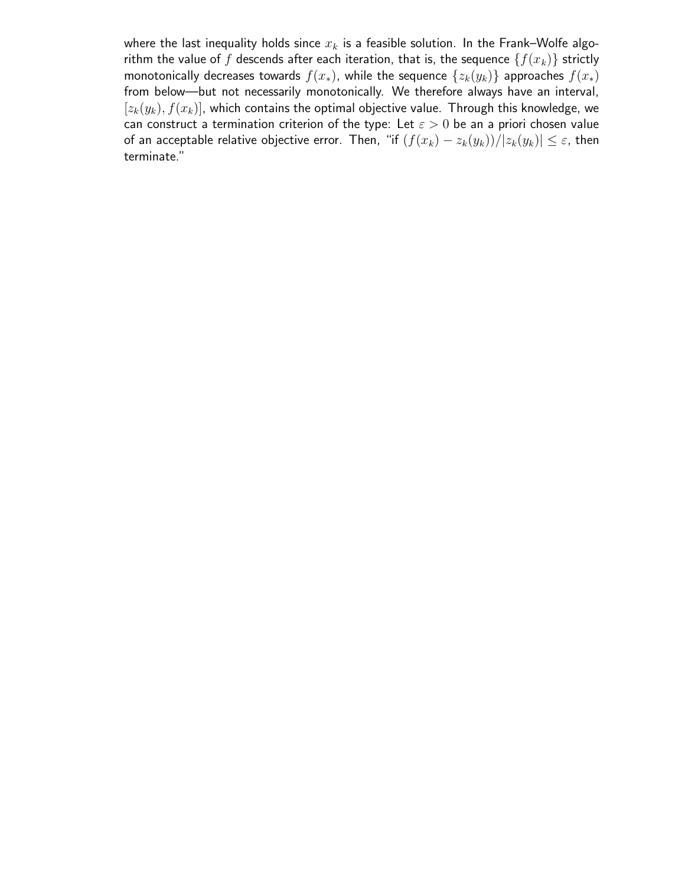where the last inequality holds since $x_k$ is a feasible solution. In the Frank–Wolfe algorithm the value of $f$ descends after each iteration, that is, the sequence $\{f(x_k)\}$ strictly monotonically decreases towards $f(x_*)$, while the sequence $\{z_k(y_k)\}$ approaches $f(x_*)$ from below—but not necessarily monotonically. We therefore always have an interval, $[z_k(y_k), f(x_k)]$, which contains the optimal objective value. Through this knowledge, we can construct a termination criterion of the type: Let $\varepsilon > 0$ be an a priori chosen value of an acceptable relative objective error. Then, "if $(f(x_k) - z_k(y_k))/|z_k(y_k)| \leq \varepsilon$, then terminate."